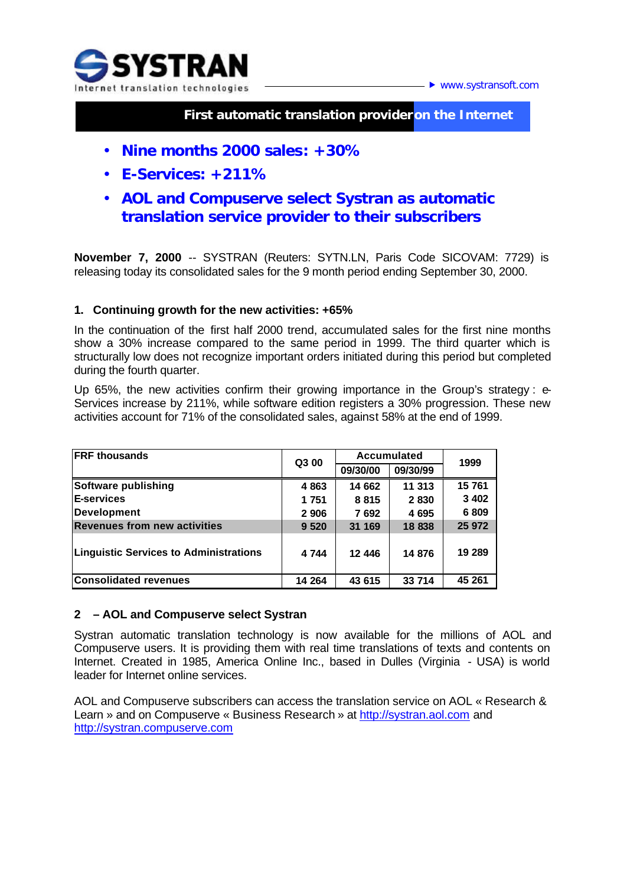SYSTRAN
Internet translation technologies

www.systransoft.com

**First automatic translation provider on the Internet**

- **Nine months 2000 sales: +30%**
- **E-Services: +211%**
- **AOL and Compuserve select Systran as automatic translation service provider to their subscribers**

**November 7, 2000** -- SYSTRAN (Reuters: SYTN.LN, Paris Code SICOVAM: 7729) is releasing today its consolidated sales for the 9 month period ending September 30, 2000.

### 1. Continuing growth for the new activities: +65%

In the continuation of the first half 2000 trend, accumulated sales for the first nine months show a 30% increase compared to the same period in 1999. The third quarter which is structurally low does not recognize important orders initiated during this period but completed during the fourth quarter.

Up 65%, the new activities confirm their growing importance in the Group's strategy : e-Services increase by 211%, while software edition registers a 30% progression. These new activities account for 71% of the consolidated sales, against 58% at the end of 1999.

| FRF thousands | Q3 00 | Accumulated | | 1999 |
|---|---|---|---|---|
| | | 09/30/00 | 09/30/99 | |
| **Software publishing** | **4 863** | **14 662** | **11 313** | **15 761** |
| **E-services** | **1 751** | **8 815** | **2 830** | **3 402** |
| **Development** | **2 906** | **7 692** | **4 695** | **6 809** |
| **Revenues from new activities** | **9 520** | **31 169** | **18 838** | **25 972** |
| **Linguistic Services to Administrations** | **4 744** | **12 446** | **14 876** | **19 289** |
| **Consolidated revenues** | **14 264** | **43 615** | **33 714** | **45 261** |

### 2 – AOL and Compuserve select Systran

Systran automatic translation technology is now available for the millions of AOL and Compuserve users. It is providing them with real time translations of texts and contents on Internet. Created in 1985, America Online Inc., based in Dulles (Virginia - USA) is world leader for Internet online services.

AOL and Compuserve subscribers can access the translation service on AOL « Research & Learn » and on Compuserve « Business Research » at http://systran.aol.com and http://systran.compuserve.com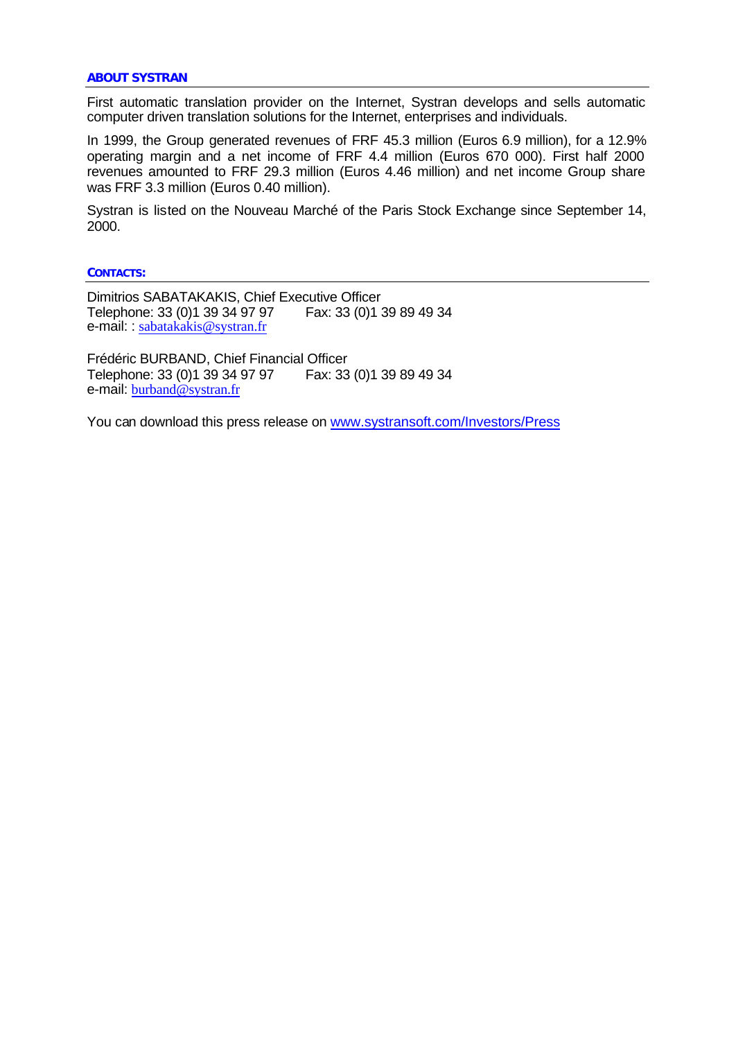## ABOUT SYSTRAN

First automatic translation provider on the Internet, Systran develops and sells automatic computer driven translation solutions for the Internet, enterprises and individuals.

In 1999, the Group generated revenues of FRF 45.3 million (Euros 6.9 million), for a 12.9% operating margin and a net income of FRF 4.4 million (Euros 670 000). First half 2000 revenues amounted to FRF 29.3 million (Euros 4.46 million) and net income Group share was FRF 3.3 million (Euros 0.40 million).

Systran is listed on the Nouveau Marché of the Paris Stock Exchange since September 14, 2000.

## CONTACTS:

Dimitrios SABATAKAKIS, Chief Executive Officer
Telephone: 33 (0)1 39 34 97 97 Fax: 33 (0)1 39 89 49 34
e-mail: : sabatakakis@systran.fr

Frédéric BURBAND, Chief Financial Officer
Telephone: 33 (0)1 39 34 97 97 Fax: 33 (0)1 39 89 49 34
e-mail: burband@systran.fr

You can download this press release on www.systransoft.com/Investors/Press